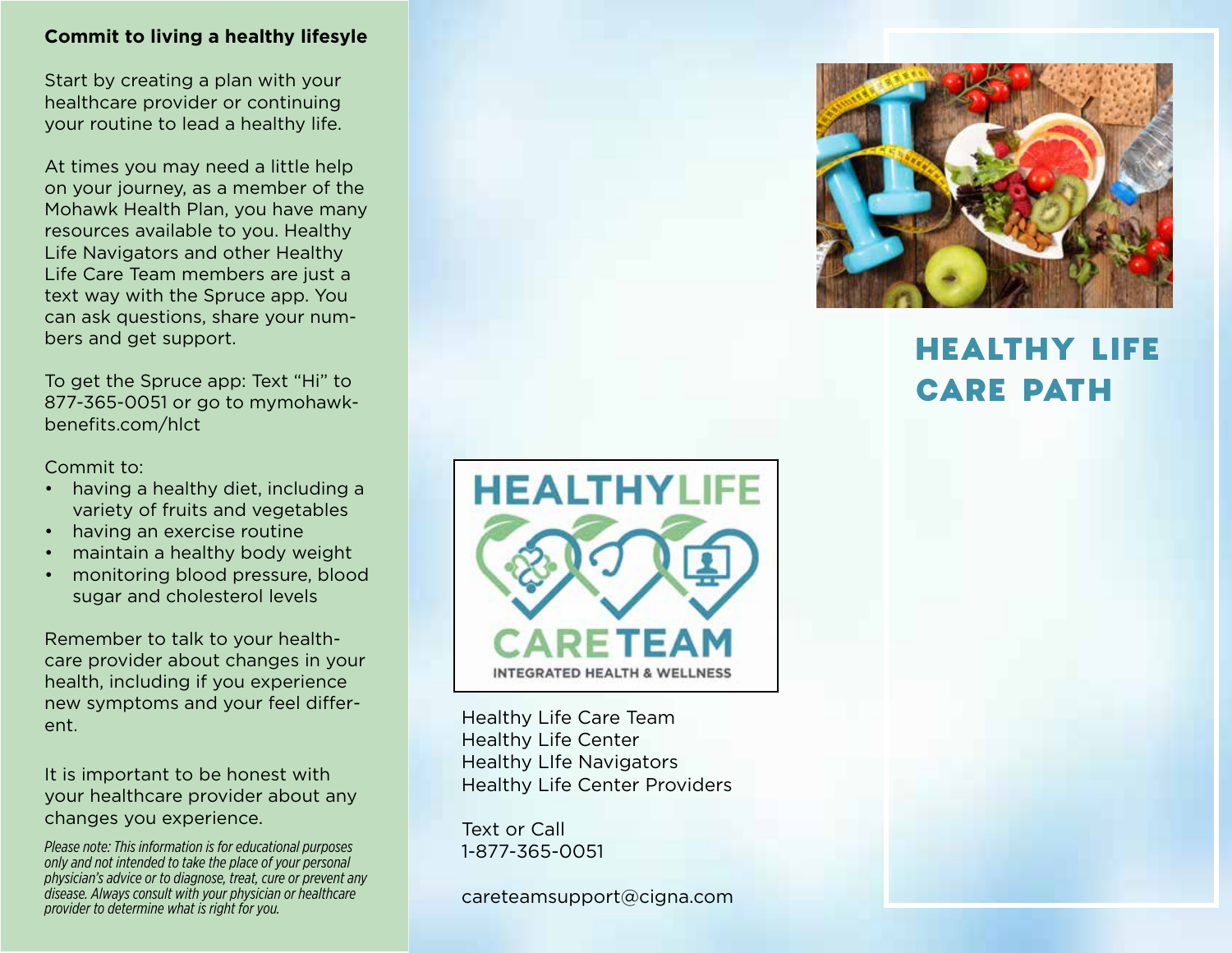**Commit to living a healthy lifesyle**

Start by creating a plan with your healthcare provider or continuing your routine to lead a healthy life.

At times you may need a little help on your journey, as a member of the Mohawk Health Plan, you have many resources available to you. Healthy Life Navigators and other Healthy Life Care Team members are just a text way with the Spruce app. You can ask questions, share your numbers and get support.

To get the Spruce app: Text "Hi" to 877-365-0051 or go to mymohawkbenefits.com/hlct

Commit to:

- having a healthy diet, including a variety of fruits and vegetables
- having an exercise routine
- maintain a healthy body weight
- monitoring blood pressure, blood sugar and cholesterol levels

Remember to talk to your healthcare provider about changes in your health, including if you experience new symptoms and your feel different.

It is important to be honest with your healthcare provider about any changes you experience.

*Please note: This information is for educational purposes only and not intended to take the place of your personal physician's advice or to diagnose, treat, cure or prevent any disease. Always consult with your physician or healthcare provider to determine what is right for you.*

HEALTHYLIFE CARETEAM
INTEGRATED HEALTH & WELLNESS

Healthy Life Care Team
Healthy Life Center
Healthy LIfe Navigators
Healthy Life Center Providers

Text or Call
1-877-365-0051

careteamsupport@cigna.com

# HEALTHY LIFE CARE PATH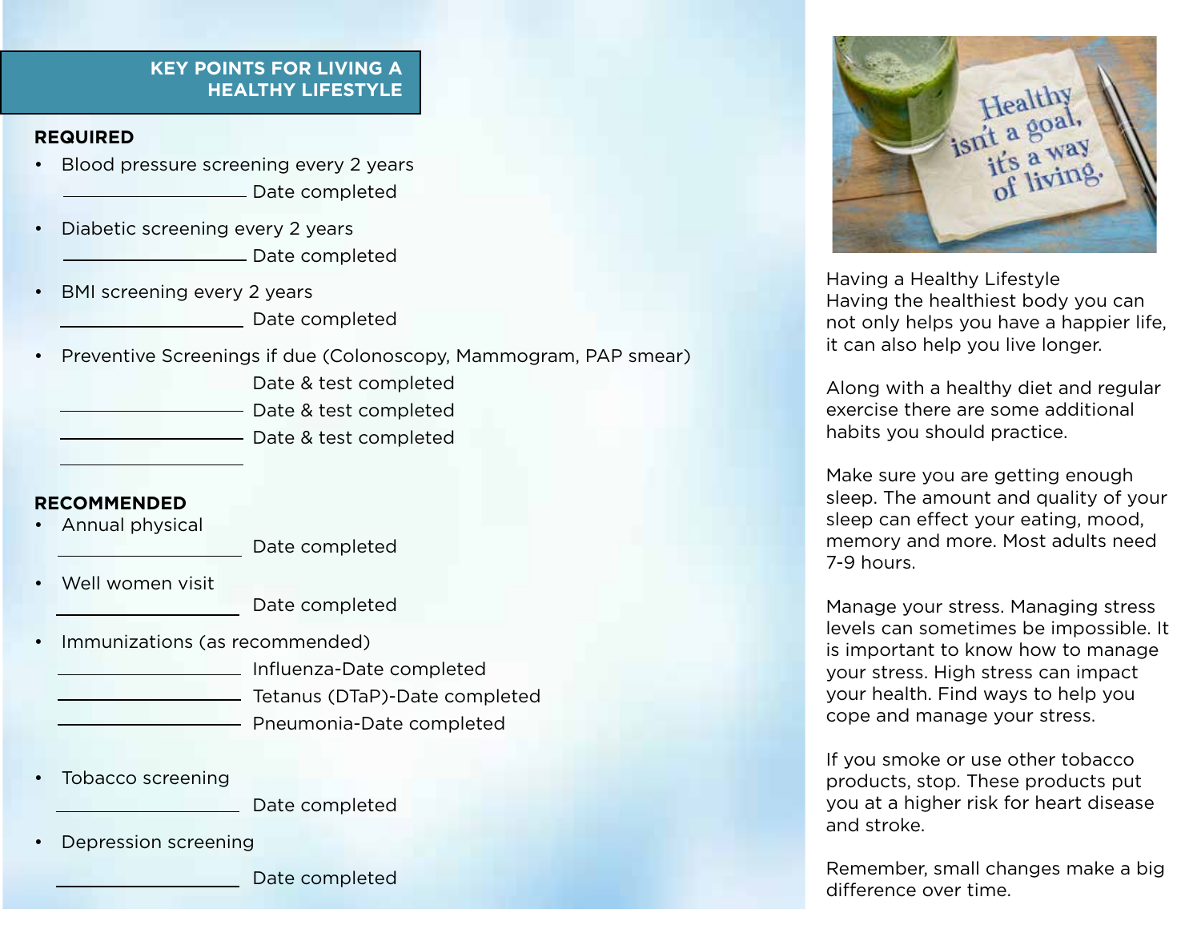## KEY POINTS FOR LIVING A HEALTHY LIFESTYLE

**REQUIRED**

- Blood pressure screening every 2 years
  ____________________ Date completed
- Diabetic screening every 2 years
  ____________________ Date completed
- BMI screening every 2 years
  ____________________ Date completed
- Preventive Screenings if due (Colonoscopy, Mammogram, PAP smear)
  ____________________ Date & test completed
  ____________________ Date & test completed
  ____________________ Date & test completed

**RECOMMENDED**

- Annual physical
  ____________________ Date completed
- Well women visit
  ____________________ Date completed
- Immunizations (as recommended)
  ____________________ Influenza-Date completed
  ____________________ Tetanus (DTaP)-Date completed
  ____________________ Pneumonia-Date completed
- Tobacco screening
  ____________________ Date completed
- Depression screening
  ____________________ Date completed

Healthy isn't a goal, it's a way of living.

Having a Healthy Lifestyle
Having the healthiest body you can not only helps you have a happier life, it can also help you live longer.

Along with a healthy diet and regular exercise there are some additional habits you should practice.

Make sure you are getting enough sleep. The amount and quality of your sleep can effect your eating, mood, memory and more. Most adults need 7-9 hours.

Manage your stress. Managing stress levels can sometimes be impossible. It is important to know how to manage your stress. High stress can impact your health. Find ways to help you cope and manage your stress.

If you smoke or use other tobacco products, stop. These products put you at a higher risk for heart disease and stroke.

Remember, small changes make a big difference over time.